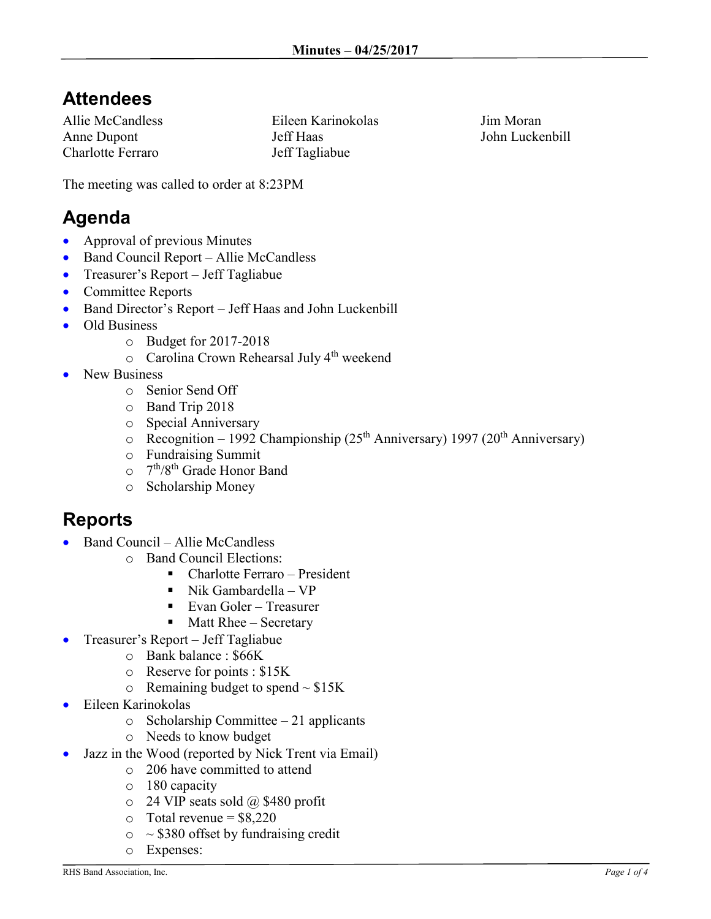**Minutes – 04/25/2017**

# Attendees

Allie McCandless
Anne Dupont
Charlotte Ferraro
Eileen Karinokolas
Jeff Haas
Jeff Tagliabue
Jim Moran
John Luckenbill

The meeting was called to order at 8:23PM

# Agenda

- Approval of previous Minutes
- Band Council Report – Allie McCandless
- Treasurer's Report – Jeff Tagliabue
- Committee Reports
- Band Director's Report – Jeff Haas and John Luckenbill
- Old Business
  - Budget for 2017-2018
  - Carolina Crown Rehearsal July 4th weekend
- New Business
  - Senior Send Off
  - Band Trip 2018
  - Special Anniversary
  - Recognition – 1992 Championship (25th Anniversary) 1997 (20th Anniversary)
  - Fundraising Summit
  - 7th/8th Grade Honor Band
  - Scholarship Money

# Reports

- Band Council – Allie McCandless
  - Band Council Elections:
    - Charlotte Ferraro – President
    - Nik Gambardella – VP
    - Evan Goler – Treasurer
    - Matt Rhee – Secretary
- Treasurer's Report – Jeff Tagliabue
  - Bank balance : $66K
  - Reserve for points : $15K
  - Remaining budget to spend ~ $15K
- Eileen Karinokolas
  - Scholarship Committee – 21 applicants
  - Needs to know budget
- Jazz in the Wood (reported by Nick Trent via Email)
  - 206 have committed to attend
  - 180 capacity
  - 24 VIP seats sold @ $480 profit
  - Total revenue = $8,220
  - ~ $380 offset by fundraising credit
  - Expenses: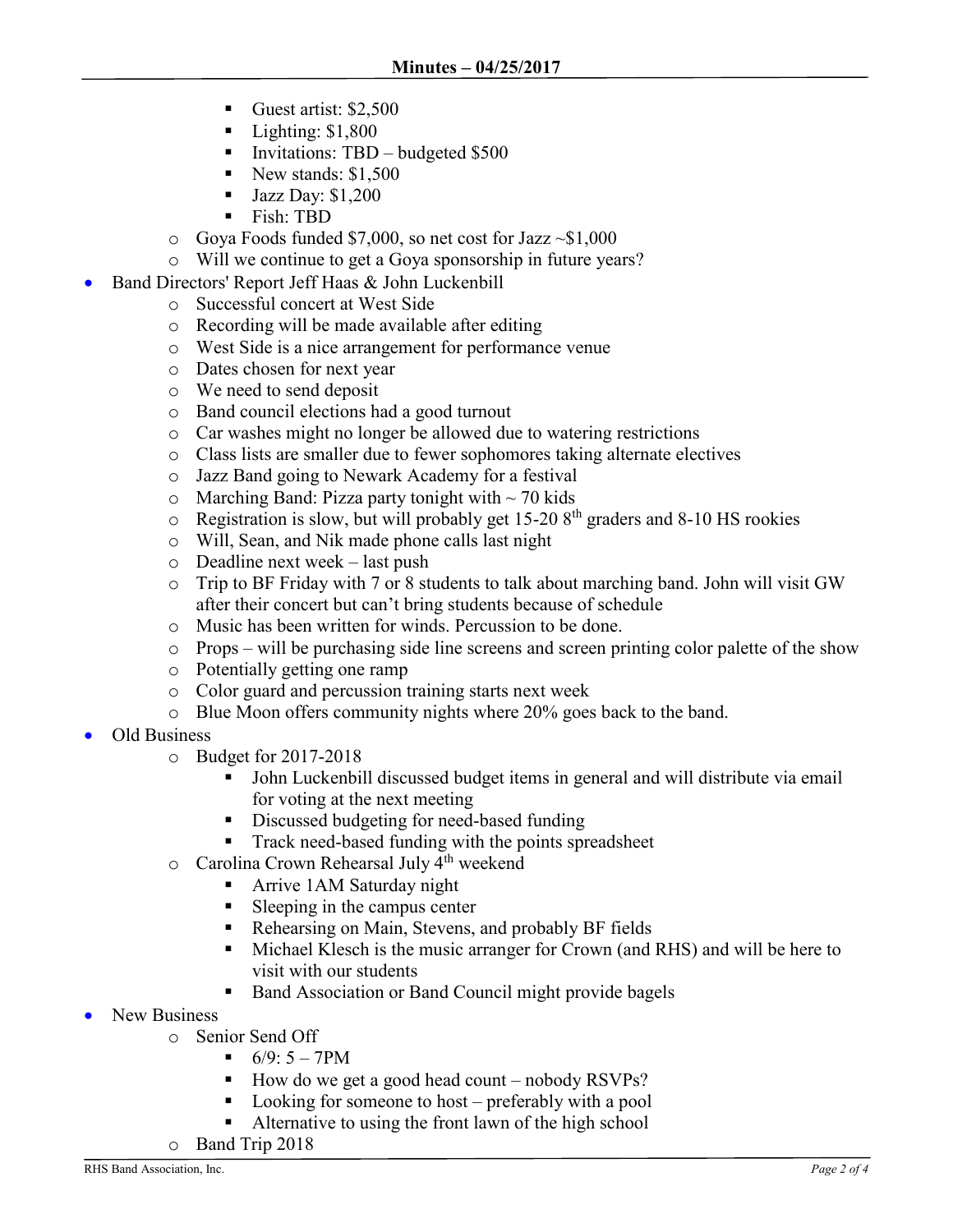- Guest artist: $2,500
        - Lighting: $1,800
        - Invitations: TBD – budgeted $500
        - New stands: $1,500
        - Jazz Day: $1,200
        - Fish: TBD
    - Goya Foods funded $7,000, so net cost for Jazz ~$1,000
    - Will we continue to get a Goya sponsorship in future years?
- Band Directors' Report Jeff Haas & John Luckenbill
    - Successful concert at West Side
    - Recording will be made available after editing
    - West Side is a nice arrangement for performance venue
    - Dates chosen for next year
    - We need to send deposit
    - Band council elections had a good turnout
    - Car washes might no longer be allowed due to watering restrictions
    - Class lists are smaller due to fewer sophomores taking alternate electives
    - Jazz Band going to Newark Academy for a festival
    - Marching Band: Pizza party tonight with ~ 70 kids
    - Registration is slow, but will probably get 15-20 8th graders and 8-10 HS rookies
    - Will, Sean, and Nik made phone calls last night
    - Deadline next week – last push
    - Trip to BF Friday with 7 or 8 students to talk about marching band. John will visit GW after their concert but can't bring students because of schedule
    - Music has been written for winds. Percussion to be done.
    - Props – will be purchasing side line screens and screen printing color palette of the show
    - Potentially getting one ramp
    - Color guard and percussion training starts next week
    - Blue Moon offers community nights where 20% goes back to the band.
- Old Business
    - Budget for 2017-2018
        - John Luckenbill discussed budget items in general and will distribute via email for voting at the next meeting
        - Discussed budgeting for need-based funding
        - Track need-based funding with the points spreadsheet
    - Carolina Crown Rehearsal July 4th weekend
        - Arrive 1AM Saturday night
        - Sleeping in the campus center
        - Rehearsing on Main, Stevens, and probably BF fields
        - Michael Klesch is the music arranger for Crown (and RHS) and will be here to visit with our students
        - Band Association or Band Council might provide bagels
- New Business
    - Senior Send Off
        - 6/9: 5 – 7PM
        - How do we get a good head count – nobody RSVPs?
        - Looking for someone to host – preferably with a pool
        - Alternative to using the front lawn of the high school
    - Band Trip 2018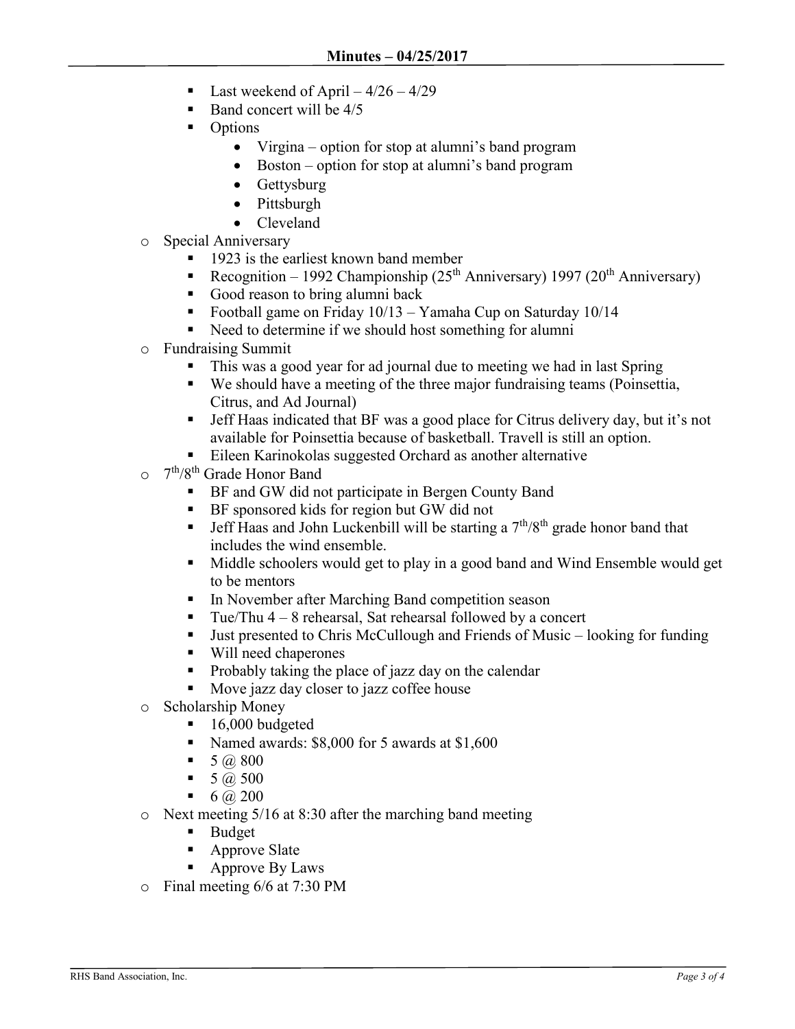- Last weekend of April – 4/26 – 4/29
    - Band concert will be 4/5
    - Options
        - Virgina – option for stop at alumni's band program
        - Boston – option for stop at alumni's band program
        - Gettysburg
        - Pittsburgh
        - Cleveland
- Special Anniversary
    - 1923 is the earliest known band member
    - Recognition – 1992 Championship (25th Anniversary) 1997 (20th Anniversary)
    - Good reason to bring alumni back
    - Football game on Friday 10/13 – Yamaha Cup on Saturday 10/14
    - Need to determine if we should host something for alumni
- Fundraising Summit
    - This was a good year for ad journal due to meeting we had in last Spring
    - We should have a meeting of the three major fundraising teams (Poinsettia, Citrus, and Ad Journal)
    - Jeff Haas indicated that BF was a good place for Citrus delivery day, but it's not available for Poinsettia because of basketball. Travell is still an option.
    - Eileen Karinokolas suggested Orchard as another alternative
- 7th/8th Grade Honor Band
    - BF and GW did not participate in Bergen County Band
    - BF sponsored kids for region but GW did not
    - Jeff Haas and John Luckenbill will be starting a 7th/8th grade honor band that includes the wind ensemble.
    - Middle schoolers would get to play in a good band and Wind Ensemble would get to be mentors
    - In November after Marching Band competition season
    - Tue/Thu 4 – 8 rehearsal, Sat rehearsal followed by a concert
    - Just presented to Chris McCullough and Friends of Music – looking for funding
    - Will need chaperones
    - Probably taking the place of jazz day on the calendar
    - Move jazz day closer to jazz coffee house
- Scholarship Money
    - 16,000 budgeted
    - Named awards: $8,000 for 5 awards at $1,600
    - 5 @ 800
    - 5 @ 500
    - 6 @ 200
- Next meeting 5/16 at 8:30 after the marching band meeting
    - Budget
    - Approve Slate
    - Approve By Laws
- Final meeting 6/6 at 7:30 PM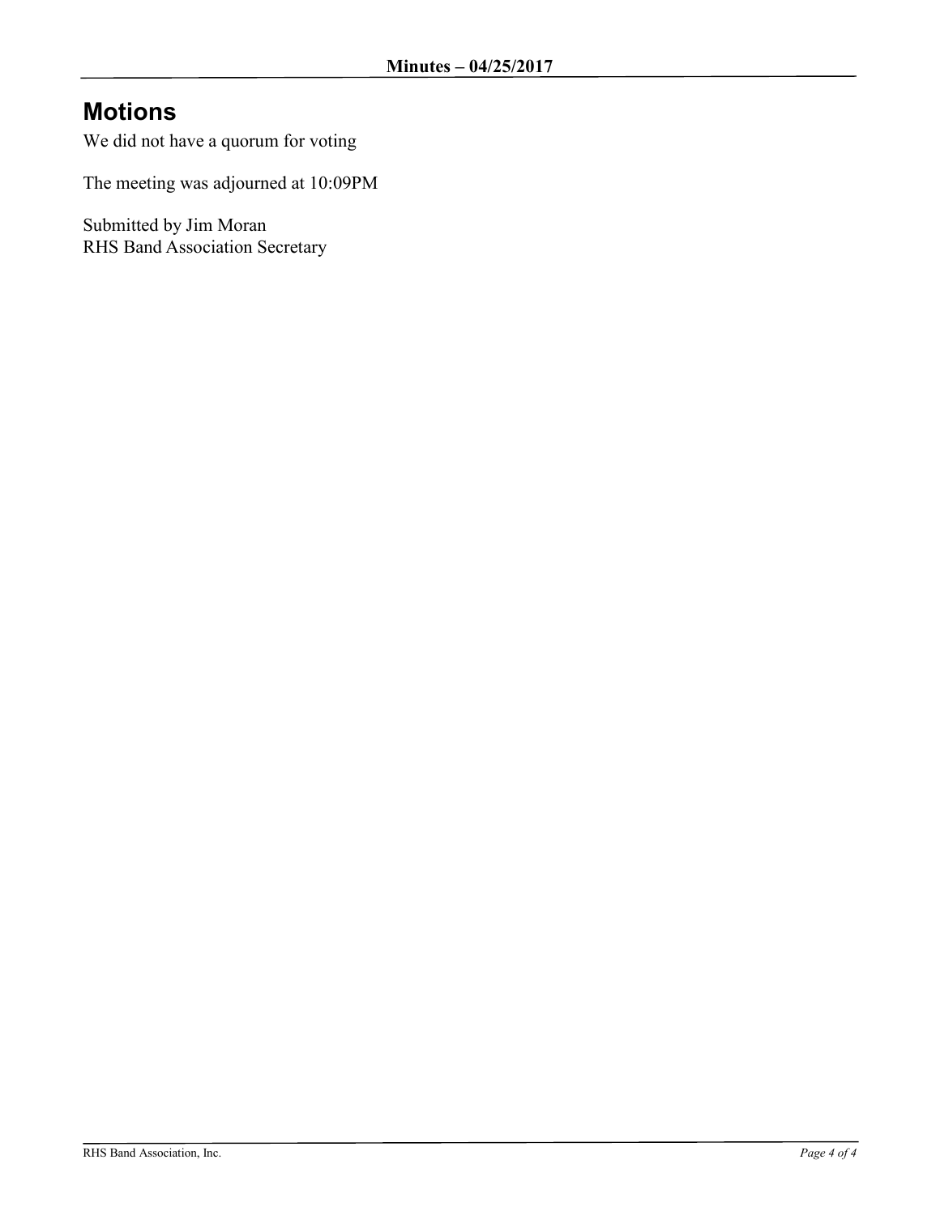## Motions

We did not have a quorum for voting

The meeting was adjourned at 10:09PM

Submitted by Jim Moran
RHS Band Association Secretary